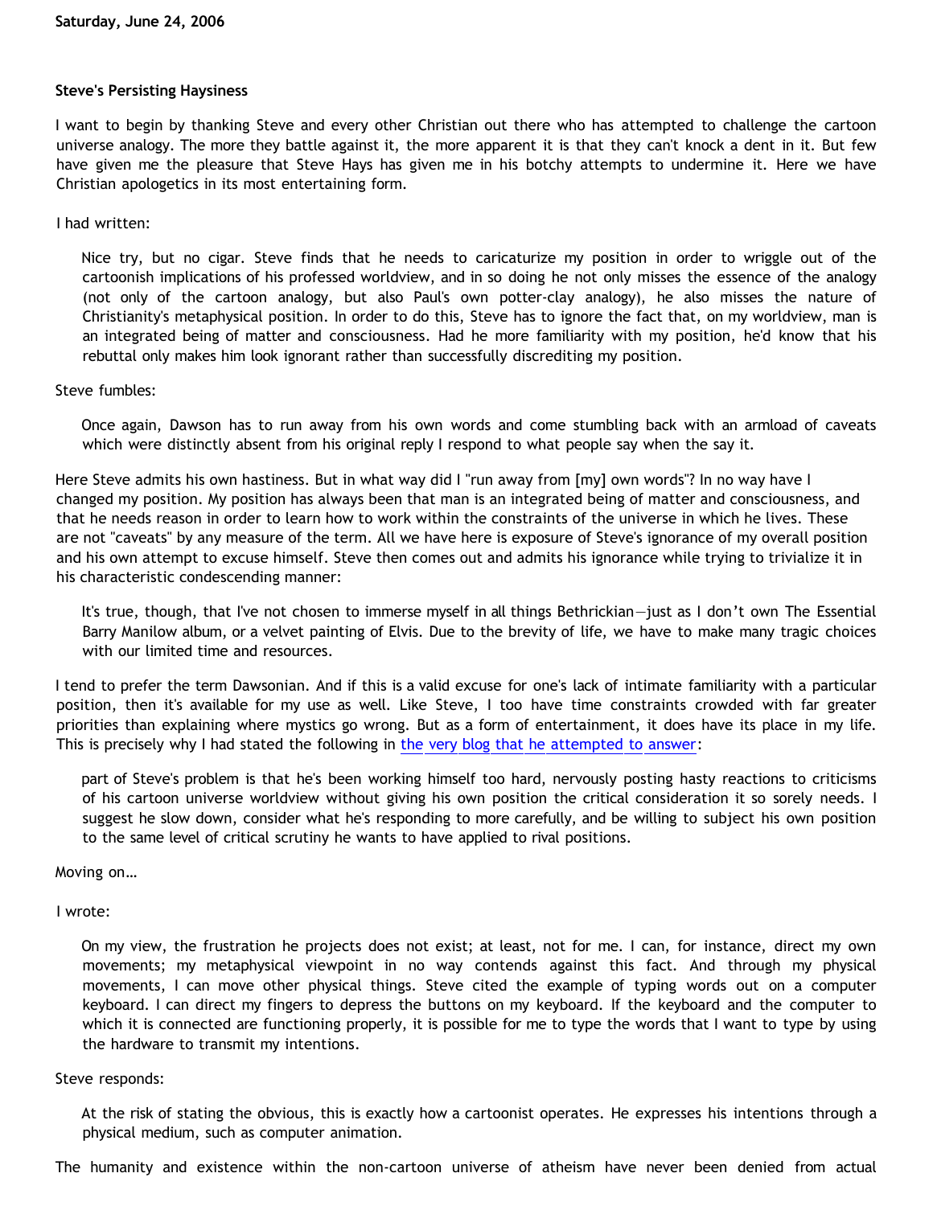**Saturday, June 24, 2006**

**Steve's Persisting Haysiness**

I want to begin by thanking Steve and every other Christian out there who has attempted to challenge the cartoon universe analogy. The more they battle against it, the more apparent it is that they can't knock a dent in it. But few have given me the pleasure that Steve Hays has given me in his botchy attempts to undermine it. Here we have Christian apologetics in its most entertaining form.

I had written:

> Nice try, but no cigar. Steve finds that he needs to caricaturize my position in order to wriggle out of the cartoonish implications of his professed worldview, and in so doing he not only misses the essence of the analogy (not only of the cartoon analogy, but also Paul's own potter-clay analogy), he also misses the nature of Christianity's metaphysical position. In order to do this, Steve has to ignore the fact that, on my worldview, man is an integrated being of matter and consciousness. Had he more familiarity with my position, he'd know that his rebuttal only makes him look ignorant rather than successfully discrediting my position.

Steve fumbles:

> Once again, Dawson has to run away from his own words and come stumbling back with an armload of caveats which were distinctly absent from his original reply I respond to what people say when the say it.

Here Steve admits his own hastiness. But in what way did I "run away from [my] own words"? In no way have I changed my position. My position has always been that man is an integrated being of matter and consciousness, and that he needs reason in order to learn how to work within the constraints of the universe in which he lives. These are not "caveats" by any measure of the term. All we have here is exposure of Steve's ignorance of my overall position and his own attempt to excuse himself. Steve then comes out and admits his ignorance while trying to trivialize it in his characteristic condescending manner:

> It's true, though, that I've not chosen to immerse myself in all things Bethrickian—just as I don't own The Essential Barry Manilow album, or a velvet painting of Elvis. Due to the brevity of life, we have to make many tragic choices with our limited time and resources.

I tend to prefer the term Dawsonian. And if this is a valid excuse for one's lack of intimate familiarity with a particular position, then it's available for my use as well. Like Steve, I too have time constraints crowded with far greater priorities than explaining where mystics go wrong. But as a form of entertainment, it does have its place in my life. This is precisely why I had stated the following in [the very blog that he attempted to answer](the very blog that he attempted to answer):

> part of Steve's problem is that he's been working himself too hard, nervously posting hasty reactions to criticisms of his cartoon universe worldview without giving his own position the critical consideration it so sorely needs. I suggest he slow down, consider what he's responding to more carefully, and be willing to subject his own position to the same level of critical scrutiny he wants to have applied to rival positions.

Moving on…

I wrote:

> On my view, the frustration he projects does not exist; at least, not for me. I can, for instance, direct my own movements; my metaphysical viewpoint in no way contends against this fact. And through my physical movements, I can move other physical things. Steve cited the example of typing words out on a computer keyboard. I can direct my fingers to depress the buttons on my keyboard. If the keyboard and the computer to which it is connected are functioning properly, it is possible for me to type the words that I want to type by using the hardware to transmit my intentions.

Steve responds:

> At the risk of stating the obvious, this is exactly how a cartoonist operates. He expresses his intentions through a physical medium, such as computer animation.

The humanity and existence within the non-cartoon universe of atheism have never been denied from actual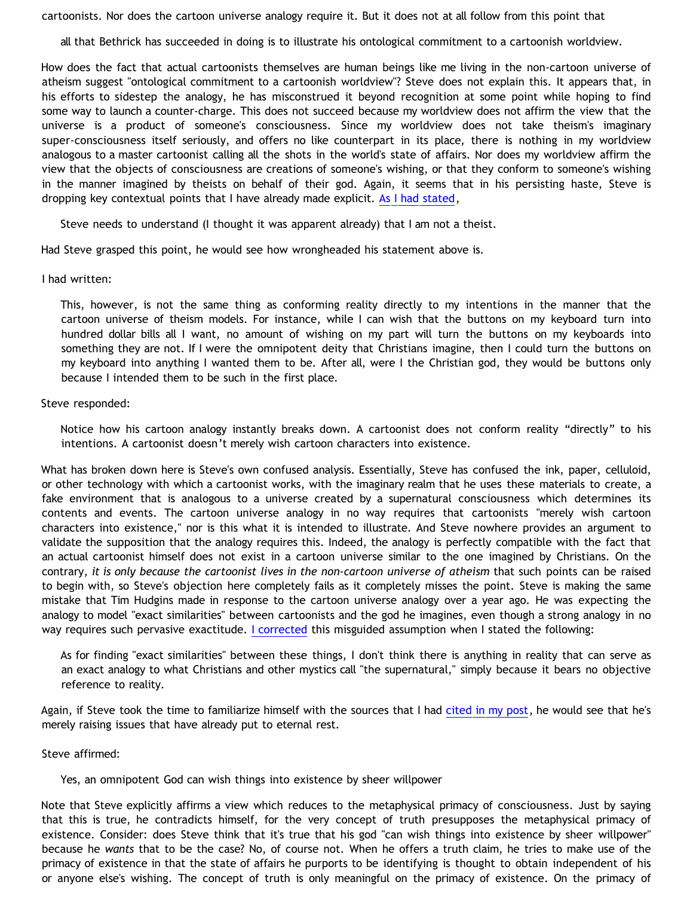cartoonists. Nor does the cartoon universe analogy require it. But it does not at all follow from this point that

> all that Bethrick has succeeded in doing is to illustrate his ontological commitment to a cartoonish worldview.

How does the fact that actual cartoonists themselves are human beings like me living in the non-cartoon universe of atheism suggest "ontological commitment to a cartoonish worldview"? Steve does not explain this. It appears that, in his efforts to sidestep the analogy, he has misconstrued it beyond recognition at some point while hoping to find some way to launch a counter-charge. This does not succeed because my worldview does not affirm the view that the universe is a product of someone's consciousness. Since my worldview does not take theism's imaginary super-consciousness itself seriously, and offers no like counterpart in its place, there is nothing in my worldview analogous to a master cartoonist calling all the shots in the world's state of affairs. Nor does my worldview affirm the view that the objects of consciousness are creations of someone's wishing, or that they conform to someone's wishing in the manner imagined by theists on behalf of their god. Again, it seems that in his persisting haste, Steve is dropping key contextual points that I have already made explicit. As I had stated,

> Steve needs to understand (I thought it was apparent already) that I am not a theist.

Had Steve grasped this point, he would see how wrongheaded his statement above is.

I had written:

> This, however, is not the same thing as conforming reality directly to my intentions in the manner that the cartoon universe of theism models. For instance, while I can wish that the buttons on my keyboard turn into hundred dollar bills all I want, no amount of wishing on my part will turn the buttons on my keyboards into something they are not. If I were the omnipotent deity that Christians imagine, then I could turn the buttons on my keyboard into anything I wanted them to be. After all, were I the Christian god, they would be buttons only because I intended them to be such in the first place.

Steve responded:

> Notice how his cartoon analogy instantly breaks down. A cartoonist does not conform reality "directly" to his intentions. A cartoonist doesn't merely wish cartoon characters into existence.

What has broken down here is Steve's own confused analysis. Essentially, Steve has confused the ink, paper, celluloid, or other technology with which a cartoonist works, with the imaginary realm that he uses these materials to create, a fake environment that is analogous to a universe created by a supernatural consciousness which determines its contents and events. The cartoon universe analogy in no way requires that cartoonists "merely wish cartoon characters into existence," nor is this what it is intended to illustrate. And Steve nowhere provides an argument to validate the supposition that the analogy requires this. Indeed, the analogy is perfectly compatible with the fact that an actual cartoonist himself does not exist in a cartoon universe similar to the one imagined by Christians. On the contrary, *it is only because the cartoonist lives in the non-cartoon universe of atheism* that such points can be raised to begin with, so Steve's objection here completely fails as it completely misses the point. Steve is making the same mistake that Tim Hudgins made in response to the cartoon universe analogy over a year ago. He was expecting the analogy to model "exact similarities" between cartoonists and the god he imagines, even though a strong analogy in no way requires such pervasive exactitude. I corrected this misguided assumption when I stated the following:

> As for finding "exact similarities" between these things, I don't think there is anything in reality that can serve as an exact analogy to what Christians and other mystics call "the supernatural," simply because it bears no objective reference to reality.

Again, if Steve took the time to familiarize himself with the sources that I had cited in my post, he would see that he's merely raising issues that have already put to eternal rest.

Steve affirmed:

> Yes, an omnipotent God can wish things into existence by sheer willpower

Note that Steve explicitly affirms a view which reduces to the metaphysical primacy of consciousness. Just by saying that this is true, he contradicts himself, for the very concept of truth presupposes the metaphysical primacy of existence. Consider: does Steve think that it's true that his god "can wish things into existence by sheer willpower" because he *wants* that to be the case? No, of course not. When he offers a truth claim, he tries to make use of the primacy of existence in that the state of affairs he purports to be identifying is thought to obtain independent of his or anyone else's wishing. The concept of truth is only meaningful on the primacy of existence. On the primacy of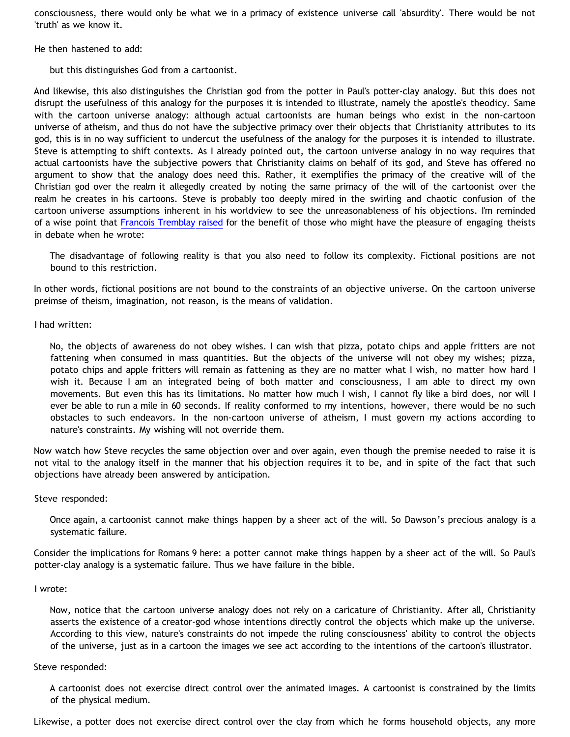consciousness, there would only be what we in a primacy of existence universe call 'absurdity'. There would be not 'truth' as we know it.

He then hastened to add:

> but this distinguishes God from a cartoonist.

And likewise, this also distinguishes the Christian god from the potter in Paul's potter-clay analogy. But this does not disrupt the usefulness of this analogy for the purposes it is intended to illustrate, namely the apostle's theodicy. Same with the cartoon universe analogy: although actual cartoonists are human beings who exist in the non-cartoon universe of atheism, and thus do not have the subjective primacy over their objects that Christianity attributes to its god, this is in no way sufficient to undercut the usefulness of the analogy for the purposes it is intended to illustrate. Steve is attempting to shift contexts. As I already pointed out, the cartoon universe analogy in no way requires that actual cartoonists have the subjective powers that Christianity claims on behalf of its god, and Steve has offered no argument to show that the analogy does need this. Rather, it exemplifies the primacy of the creative will of the Christian god over the realm it allegedly created by noting the same primacy of the will of the cartoonist over the realm he creates in his cartoons. Steve is probably too deeply mired in the swirling and chaotic confusion of the cartoon universe assumptions inherent in his worldview to see the unreasonableness of his objections. I'm reminded of a wise point that Francois Tremblay raised for the benefit of those who might have the pleasure of engaging theists in debate when he wrote:

> The disadvantage of following reality is that you also need to follow its complexity. Fictional positions are not bound to this restriction.

In other words, fictional positions are not bound to the constraints of an objective universe. On the cartoon universe preimse of theism, imagination, not reason, is the means of validation.

I had written:

> No, the objects of awareness do not obey wishes. I can wish that pizza, potato chips and apple fritters are not fattening when consumed in mass quantities. But the objects of the universe will not obey my wishes; pizza, potato chips and apple fritters will remain as fattening as they are no matter what I wish, no matter how hard I wish it. Because I am an integrated being of both matter and consciousness, I am able to direct my own movements. But even this has its limitations. No matter how much I wish, I cannot fly like a bird does, nor will I ever be able to run a mile in 60 seconds. If reality conformed to my intentions, however, there would be no such obstacles to such endeavors. In the non-cartoon universe of atheism, I must govern my actions according to nature's constraints. My wishing will not override them.

Now watch how Steve recycles the same objection over and over again, even though the premise needed to raise it is not vital to the analogy itself in the manner that his objection requires it to be, and in spite of the fact that such objections have already been answered by anticipation.

Steve responded:

> Once again, a cartoonist cannot make things happen by a sheer act of the will. So Dawson's precious analogy is a systematic failure.

Consider the implications for Romans 9 here: a potter cannot make things happen by a sheer act of the will. So Paul's potter-clay analogy is a systematic failure. Thus we have failure in the bible.

I wrote:

> Now, notice that the cartoon universe analogy does not rely on a caricature of Christianity. After all, Christianity asserts the existence of a creator-god whose intentions directly control the objects which make up the universe. According to this view, nature's constraints do not impede the ruling consciousness' ability to control the objects of the universe, just as in a cartoon the images we see act according to the intentions of the cartoon's illustrator.

Steve responded:

> A cartoonist does not exercise direct control over the animated images. A cartoonist is constrained by the limits of the physical medium.

Likewise, a potter does not exercise direct control over the clay from which he forms household objects, any more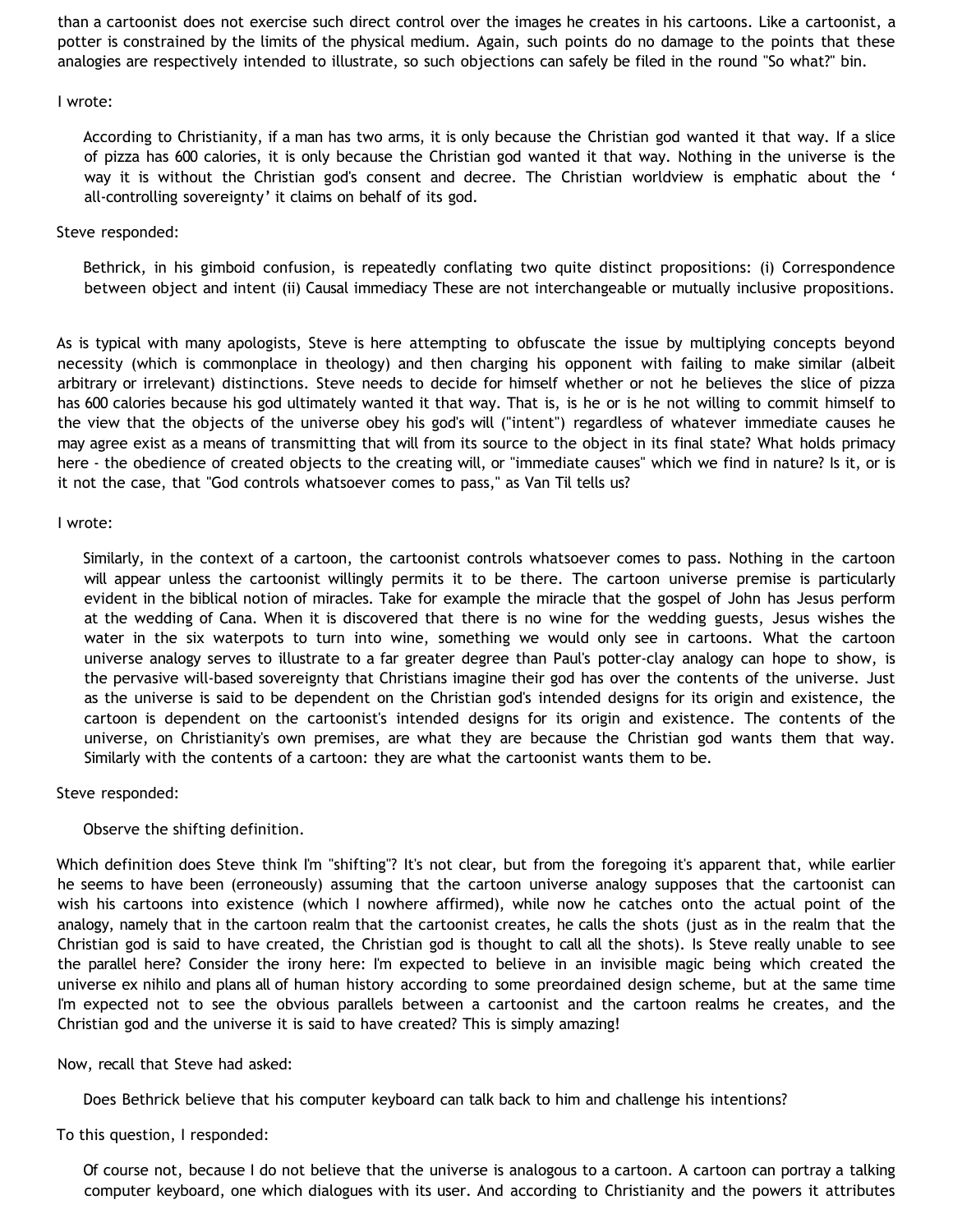than a cartoonist does not exercise such direct control over the images he creates in his cartoons. Like a cartoonist, a potter is constrained by the limits of the physical medium. Again, such points do no damage to the points that these analogies are respectively intended to illustrate, so such objections can safely be filed in the round "So what?" bin.

I wrote:

> According to Christianity, if a man has two arms, it is only because the Christian god wanted it that way. If a slice of pizza has 600 calories, it is only because the Christian god wanted it that way. Nothing in the universe is the way it is without the Christian god's consent and decree. The Christian worldview is emphatic about the ' all-controlling sovereignty' it claims on behalf of its god.

Steve responded:

> Bethrick, in his gimboid confusion, is repeatedly conflating two quite distinct propositions: (i) Correspondence between object and intent (ii) Causal immediacy These are not interchangeable or mutually inclusive propositions.

As is typical with many apologists, Steve is here attempting to obfuscate the issue by multiplying concepts beyond necessity (which is commonplace in theology) and then charging his opponent with failing to make similar (albeit arbitrary or irrelevant) distinctions. Steve needs to decide for himself whether or not he believes the slice of pizza has 600 calories because his god ultimately wanted it that way. That is, is he or is he not willing to commit himself to the view that the objects of the universe obey his god's will ("intent") regardless of whatever immediate causes he may agree exist as a means of transmitting that will from its source to the object in its final state? What holds primacy here - the obedience of created objects to the creating will, or "immediate causes" which we find in nature? Is it, or is it not the case, that "God controls whatsoever comes to pass," as Van Til tells us?

I wrote:

> Similarly, in the context of a cartoon, the cartoonist controls whatsoever comes to pass. Nothing in the cartoon will appear unless the cartoonist willingly permits it to be there. The cartoon universe premise is particularly evident in the biblical notion of miracles. Take for example the miracle that the gospel of John has Jesus perform at the wedding of Cana. When it is discovered that there is no wine for the wedding guests, Jesus wishes the water in the six waterpots to turn into wine, something we would only see in cartoons. What the cartoon universe analogy serves to illustrate to a far greater degree than Paul's potter-clay analogy can hope to show, is the pervasive will-based sovereignty that Christians imagine their god has over the contents of the universe. Just as the universe is said to be dependent on the Christian god's intended designs for its origin and existence, the cartoon is dependent on the cartoonist's intended designs for its origin and existence. The contents of the universe, on Christianity's own premises, are what they are because the Christian god wants them that way. Similarly with the contents of a cartoon: they are what the cartoonist wants them to be.

Steve responded:

> Observe the shifting definition.

Which definition does Steve think I'm "shifting"? It's not clear, but from the foregoing it's apparent that, while earlier he seems to have been (erroneously) assuming that the cartoon universe analogy supposes that the cartoonist can wish his cartoons into existence (which I nowhere affirmed), while now he catches onto the actual point of the analogy, namely that in the cartoon realm that the cartoonist creates, he calls the shots (just as in the realm that the Christian god is said to have created, the Christian god is thought to call all the shots). Is Steve really unable to see the parallel here? Consider the irony here: I'm expected to believe in an invisible magic being which created the universe ex nihilo and plans all of human history according to some preordained design scheme, but at the same time I'm expected not to see the obvious parallels between a cartoonist and the cartoon realms he creates, and the Christian god and the universe it is said to have created? This is simply amazing!

Now, recall that Steve had asked:

> Does Bethrick believe that his computer keyboard can talk back to him and challenge his intentions?

To this question, I responded:

> Of course not, because I do not believe that the universe is analogous to a cartoon. A cartoon can portray a talking computer keyboard, one which dialogues with its user. And according to Christianity and the powers it attributes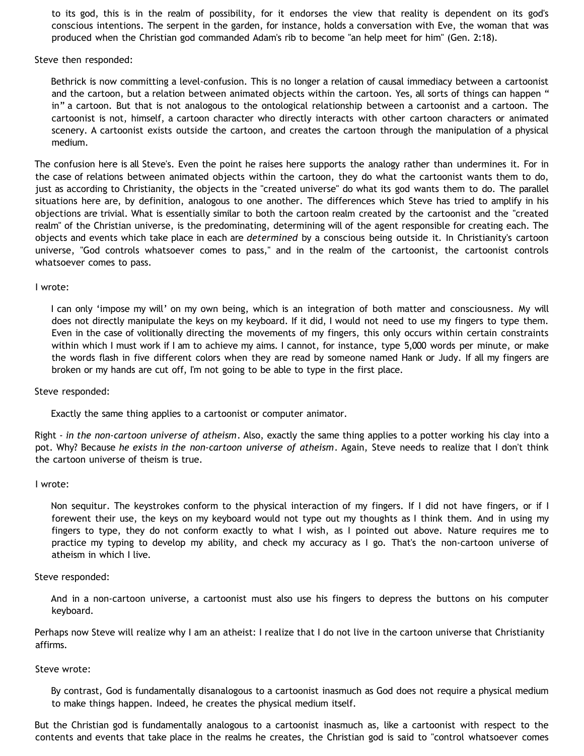> to its god, this is in the realm of possibility, for it endorses the view that reality is dependent on its god's conscious intentions. The serpent in the garden, for instance, holds a conversation with Eve, the woman that was produced when the Christian god commanded Adam's rib to become "an help meet for him" (Gen. 2:18).

Steve then responded:

> Bethrick is now committing a level-confusion. This is no longer a relation of causal immediacy between a cartoonist and the cartoon, but a relation between animated objects within the cartoon. Yes, all sorts of things can happen " in" a cartoon. But that is not analogous to the ontological relationship between a cartoonist and a cartoon. The cartoonist is not, himself, a cartoon character who directly interacts with other cartoon characters or animated scenery. A cartoonist exists outside the cartoon, and creates the cartoon through the manipulation of a physical medium.

The confusion here is all Steve's. Even the point he raises here supports the analogy rather than undermines it. For in the case of relations between animated objects within the cartoon, they do what the cartoonist wants them to do, just as according to Christianity, the objects in the "created universe" do what its god wants them to do. The parallel situations here are, by definition, analogous to one another. The differences which Steve has tried to amplify in his objections are trivial. What is essentially similar to both the cartoon realm created by the cartoonist and the "created realm" of the Christian universe, is the predominating, determining will of the agent responsible for creating each. The objects and events which take place in each are *determined* by a conscious being outside it. In Christianity's cartoon universe, "God controls whatsoever comes to pass," and in the realm of the cartoonist, the cartoonist controls whatsoever comes to pass.

I wrote:

> I can only 'impose my will' on my own being, which is an integration of both matter and consciousness. My will does not directly manipulate the keys on my keyboard. If it did, I would not need to use my fingers to type them. Even in the case of volitionally directing the movements of my fingers, this only occurs within certain constraints within which I must work if I am to achieve my aims. I cannot, for instance, type 5,000 words per minute, or make the words flash in five different colors when they are read by someone named Hank or Judy. If all my fingers are broken or my hands are cut off, I'm not going to be able to type in the first place.

Steve responded:

> Exactly the same thing applies to a cartoonist or computer animator.

Right - *in the non-cartoon universe of atheism*. Also, exactly the same thing applies to a potter working his clay into a pot. Why? Because *he exists in the non-cartoon universe of atheism*. Again, Steve needs to realize that I don't think the cartoon universe of theism is true.

I wrote:

> Non sequitur. The keystrokes conform to the physical interaction of my fingers. If I did not have fingers, or if I forewent their use, the keys on my keyboard would not type out my thoughts as I think them. And in using my fingers to type, they do not conform exactly to what I wish, as I pointed out above. Nature requires me to practice my typing to develop my ability, and check my accuracy as I go. That's the non-cartoon universe of atheism in which I live.

Steve responded:

> And in a non-cartoon universe, a cartoonist must also use his fingers to depress the buttons on his computer keyboard.

Perhaps now Steve will realize why I am an atheist: I realize that I do not live in the cartoon universe that Christianity affirms.

Steve wrote:

> By contrast, God is fundamentally disanalogous to a cartoonist inasmuch as God does not require a physical medium to make things happen. Indeed, he creates the physical medium itself.

But the Christian god is fundamentally analogous to a cartoonist inasmuch as, like a cartoonist with respect to the contents and events that take place in the realms he creates, the Christian god is said to "control whatsoever comes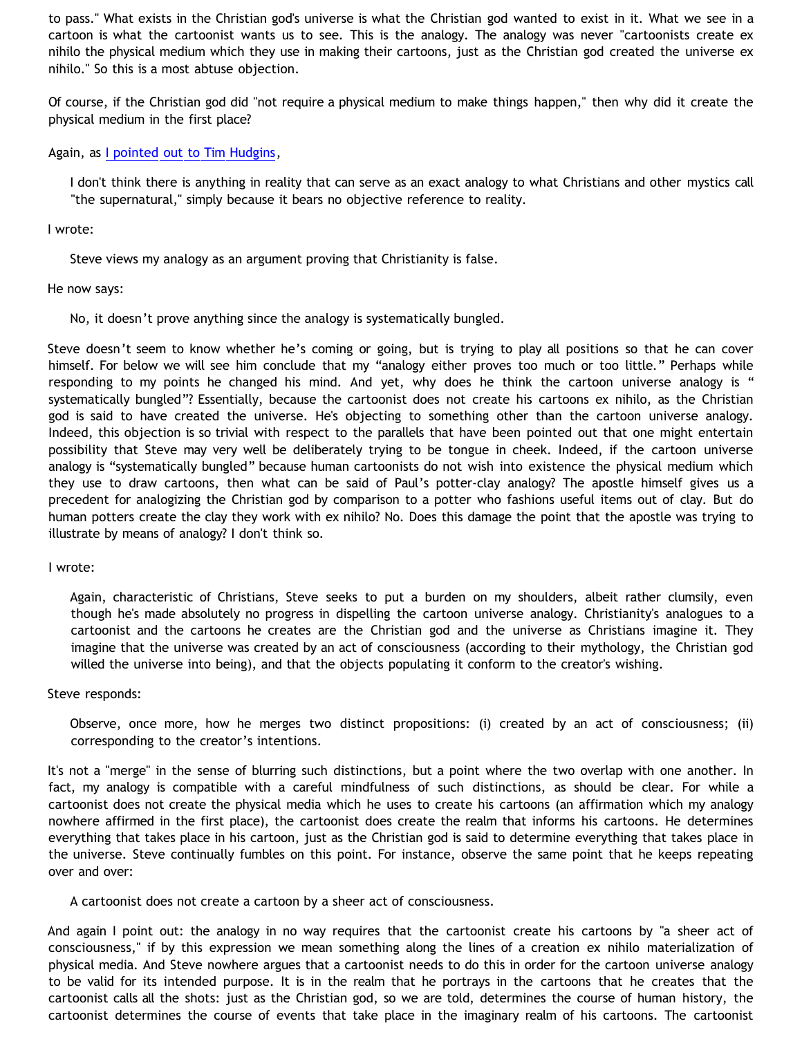to pass." What exists in the Christian god's universe is what the Christian god wanted to exist in it. What we see in a cartoon is what the cartoonist wants us to see. This is the analogy. The analogy was never "cartoonists create ex nihilo the physical medium which they use in making their cartoons, just as the Christian god created the universe ex nihilo." So this is a most abtuse objection.

Of course, if the Christian god did "not require a physical medium to make things happen," then why did it create the physical medium in the first place?

Again, as I pointed out to Tim Hudgins,

> I don't think there is anything in reality that can serve as an exact analogy to what Christians and other mystics call "the supernatural," simply because it bears no objective reference to reality.

I wrote:

> Steve views my analogy as an argument proving that Christianity is false.

He now says:

> No, it doesn't prove anything since the analogy is systematically bungled.

Steve doesn't seem to know whether he's coming or going, but is trying to play all positions so that he can cover himself. For below we will see him conclude that my "analogy either proves too much or too little." Perhaps while responding to my points he changed his mind. And yet, why does he think the cartoon universe analogy is " systematically bungled"? Essentially, because the cartoonist does not create his cartoons ex nihilo, as the Christian god is said to have created the universe. He's objecting to something other than the cartoon universe analogy. Indeed, this objection is so trivial with respect to the parallels that have been pointed out that one might entertain possibility that Steve may very well be deliberately trying to be tongue in cheek. Indeed, if the cartoon universe analogy is "systematically bungled" because human cartoonists do not wish into existence the physical medium which they use to draw cartoons, then what can be said of Paul's potter-clay analogy? The apostle himself gives us a precedent for analogizing the Christian god by comparison to a potter who fashions useful items out of clay. But do human potters create the clay they work with ex nihilo? No. Does this damage the point that the apostle was trying to illustrate by means of analogy? I don't think so.

I wrote:

> Again, characteristic of Christians, Steve seeks to put a burden on my shoulders, albeit rather clumsily, even though he's made absolutely no progress in dispelling the cartoon universe analogy. Christianity's analogues to a cartoonist and the cartoons he creates are the Christian god and the universe as Christians imagine it. They imagine that the universe was created by an act of consciousness (according to their mythology, the Christian god willed the universe into being), and that the objects populating it conform to the creator's wishing.

Steve responds:

> Observe, once more, how he merges two distinct propositions: (i) created by an act of consciousness; (ii) corresponding to the creator's intentions.

It's not a "merge" in the sense of blurring such distinctions, but a point where the two overlap with one another. In fact, my analogy is compatible with a careful mindfulness of such distinctions, as should be clear. For while a cartoonist does not create the physical media which he uses to create his cartoons (an affirmation which my analogy nowhere affirmed in the first place), the cartoonist does create the realm that informs his cartoons. He determines everything that takes place in his cartoon, just as the Christian god is said to determine everything that takes place in the universe. Steve continually fumbles on this point. For instance, observe the same point that he keeps repeating over and over:

> A cartoonist does not create a cartoon by a sheer act of consciousness.

And again I point out: the analogy in no way requires that the cartoonist create his cartoons by "a sheer act of consciousness," if by this expression we mean something along the lines of a creation ex nihilo materialization of physical media. And Steve nowhere argues that a cartoonist needs to do this in order for the cartoon universe analogy to be valid for its intended purpose. It is in the realm that he portrays in the cartoons that he creates that the cartoonist calls all the shots: just as the Christian god, so we are told, determines the course of human history, the cartoonist determines the course of events that take place in the imaginary realm of his cartoons. The cartoonist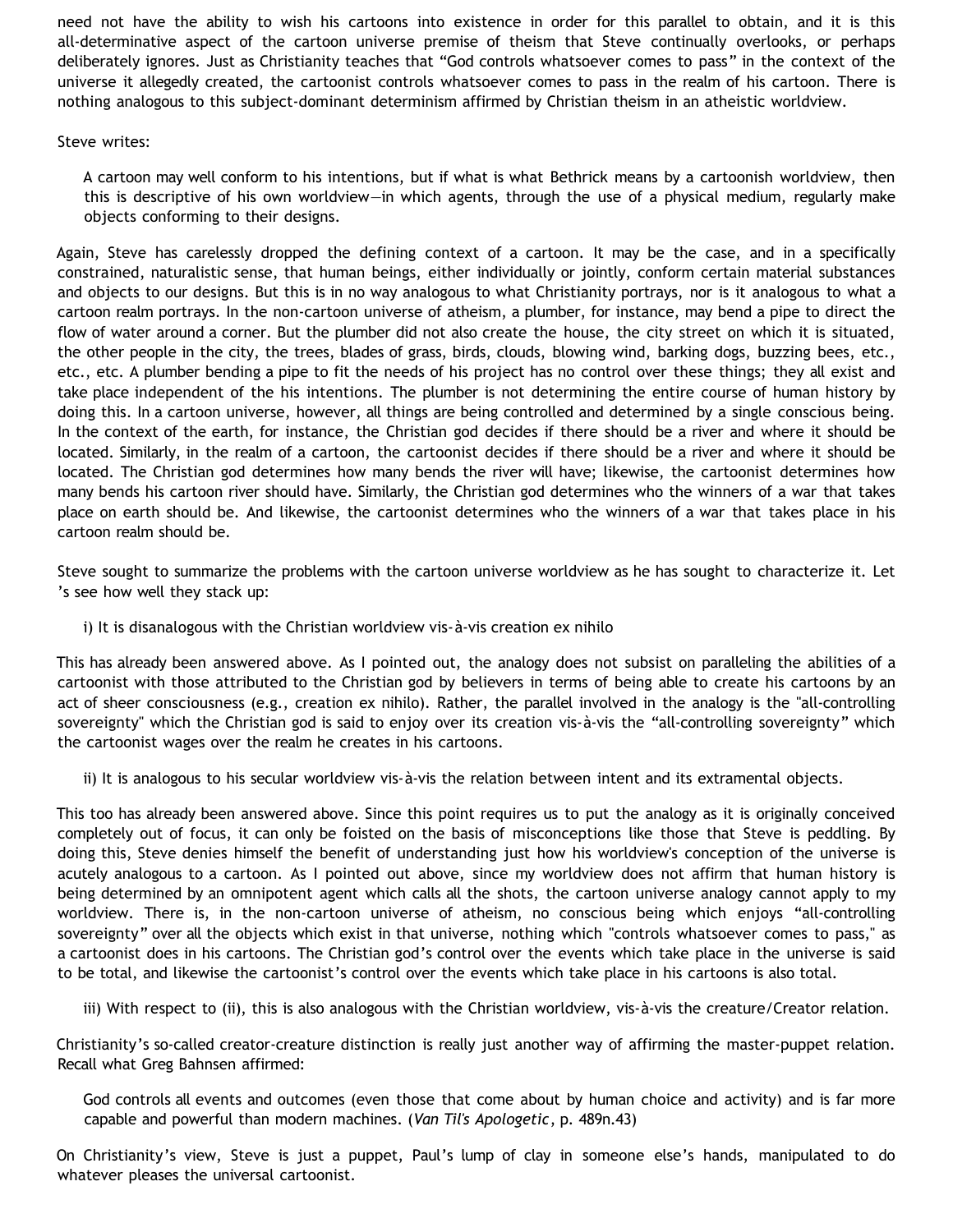need not have the ability to wish his cartoons into existence in order for this parallel to obtain, and it is this all-determinative aspect of the cartoon universe premise of theism that Steve continually overlooks, or perhaps deliberately ignores. Just as Christianity teaches that "God controls whatsoever comes to pass" in the context of the universe it allegedly created, the cartoonist controls whatsoever comes to pass in the realm of his cartoon. There is nothing analogous to this subject-dominant determinism affirmed by Christian theism in an atheistic worldview.

Steve writes:

> A cartoon may well conform to his intentions, but if what is what Bethrick means by a cartoonish worldview, then this is descriptive of his own worldview—in which agents, through the use of a physical medium, regularly make objects conforming to their designs.

Again, Steve has carelessly dropped the defining context of a cartoon. It may be the case, and in a specifically constrained, naturalistic sense, that human beings, either individually or jointly, conform certain material substances and objects to our designs. But this is in no way analogous to what Christianity portrays, nor is it analogous to what a cartoon realm portrays. In the non-cartoon universe of atheism, a plumber, for instance, may bend a pipe to direct the flow of water around a corner. But the plumber did not also create the house, the city street on which it is situated, the other people in the city, the trees, blades of grass, birds, clouds, blowing wind, barking dogs, buzzing bees, etc., etc., etc. A plumber bending a pipe to fit the needs of his project has no control over these things; they all exist and take place independent of the his intentions. The plumber is not determining the entire course of human history by doing this. In a cartoon universe, however, all things are being controlled and determined by a single conscious being. In the context of the earth, for instance, the Christian god decides if there should be a river and where it should be located. Similarly, in the realm of a cartoon, the cartoonist decides if there should be a river and where it should be located. The Christian god determines how many bends the river will have; likewise, the cartoonist determines how many bends his cartoon river should have. Similarly, the Christian god determines who the winners of a war that takes place on earth should be. And likewise, the cartoonist determines who the winners of a war that takes place in his cartoon realm should be.

Steve sought to summarize the problems with the cartoon universe worldview as he has sought to characterize it. Let's see how well they stack up:

> i) It is disanalogous with the Christian worldview vis-à-vis creation ex nihilo

This has already been answered above. As I pointed out, the analogy does not subsist on paralleling the abilities of a cartoonist with those attributed to the Christian god by believers in terms of being able to create his cartoons by an act of sheer consciousness (e.g., creation ex nihilo). Rather, the parallel involved in the analogy is the "all-controlling sovereignty" which the Christian god is said to enjoy over its creation vis-à-vis the "all-controlling sovereignty" which the cartoonist wages over the realm he creates in his cartoons.

> ii) It is analogous to his secular worldview vis-à-vis the relation between intent and its extramental objects.

This too has already been answered above. Since this point requires us to put the analogy as it is originally conceived completely out of focus, it can only be foisted on the basis of misconceptions like those that Steve is peddling. By doing this, Steve denies himself the benefit of understanding just how his worldview's conception of the universe is acutely analogous to a cartoon. As I pointed out above, since my worldview does not affirm that human history is being determined by an omnipotent agent which calls all the shots, the cartoon universe analogy cannot apply to my worldview. There is, in the non-cartoon universe of atheism, no conscious being which enjoys "all-controlling sovereignty" over all the objects which exist in that universe, nothing which "controls whatsoever comes to pass," as a cartoonist does in his cartoons. The Christian god's control over the events which take place in the universe is said to be total, and likewise the cartoonist's control over the events which take place in his cartoons is also total.

> iii) With respect to (ii), this is also analogous with the Christian worldview, vis-à-vis the creature/Creator relation.

Christianity's so-called creator-creature distinction is really just another way of affirming the master-puppet relation. Recall what Greg Bahnsen affirmed:

> God controls all events and outcomes (even those that come about by human choice and activity) and is far more capable and powerful than modern machines. (*Van Til's Apologetic*, p. 489n.43)

On Christianity's view, Steve is just a puppet, Paul's lump of clay in someone else's hands, manipulated to do whatever pleases the universal cartoonist.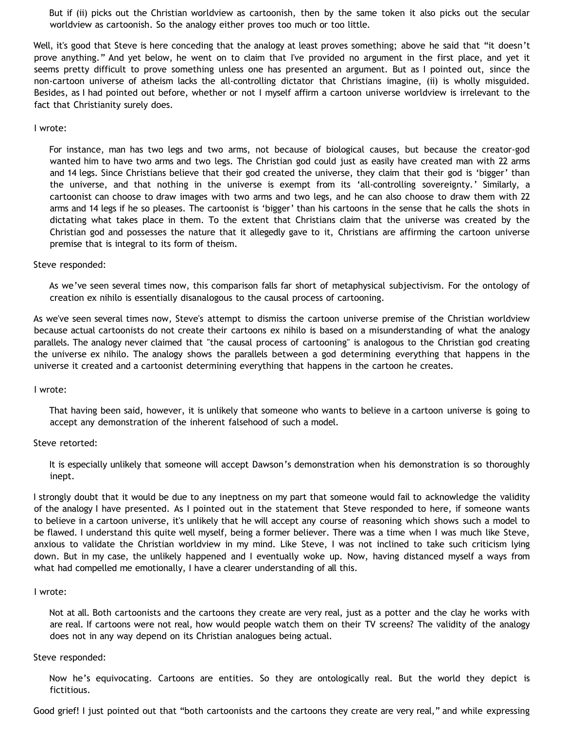> But if (ii) picks out the Christian worldview as cartoonish, then by the same token it also picks out the secular worldview as cartoonish. So the analogy either proves too much or too little.

Well, it's good that Steve is here conceding that the analogy at least proves something; above he said that "it doesn't prove anything." And yet below, he went on to claim that I've provided no argument in the first place, and yet it seems pretty difficult to prove something unless one has presented an argument. But as I pointed out, since the non-cartoon universe of atheism lacks the all-controlling dictator that Christians imagine, (ii) is wholly misguided. Besides, as I had pointed out before, whether or not I myself affirm a cartoon universe worldview is irrelevant to the fact that Christianity surely does.

I wrote:

> For instance, man has two legs and two arms, not because of biological causes, but because the creator-god wanted him to have two arms and two legs. The Christian god could just as easily have created man with 22 arms and 14 legs. Since Christians believe that their god created the universe, they claim that their god is 'bigger' than the universe, and that nothing in the universe is exempt from its 'all-controlling sovereignty.' Similarly, a cartoonist can choose to draw images with two arms and two legs, and he can also choose to draw them with 22 arms and 14 legs if he so pleases. The cartoonist is 'bigger' than his cartoons in the sense that he calls the shots in dictating what takes place in them. To the extent that Christians claim that the universe was created by the Christian god and possesses the nature that it allegedly gave to it, Christians are affirming the cartoon universe premise that is integral to its form of theism.

Steve responded:

> As we've seen several times now, this comparison falls far short of metaphysical subjectivism. For the ontology of creation ex nihilo is essentially disanalogous to the causal process of cartooning.

As we've seen several times now, Steve's attempt to dismiss the cartoon universe premise of the Christian worldview because actual cartoonists do not create their cartoons ex nihilo is based on a misunderstanding of what the analogy parallels. The analogy never claimed that "the causal process of cartooning" is analogous to the Christian god creating the universe ex nihilo. The analogy shows the parallels between a god determining everything that happens in the universe it created and a cartoonist determining everything that happens in the cartoon he creates.

I wrote:

> That having been said, however, it is unlikely that someone who wants to believe in a cartoon universe is going to accept any demonstration of the inherent falsehood of such a model.

Steve retorted:

> It is especially unlikely that someone will accept Dawson's demonstration when his demonstration is so thoroughly inept.

I strongly doubt that it would be due to any ineptness on my part that someone would fail to acknowledge the validity of the analogy I have presented. As I pointed out in the statement that Steve responded to here, if someone wants to believe in a cartoon universe, it's unlikely that he will accept any course of reasoning which shows such a model to be flawed. I understand this quite well myself, being a former believer. There was a time when I was much like Steve, anxious to validate the Christian worldview in my mind. Like Steve, I was not inclined to take such criticism lying down. But in my case, the unlikely happened and I eventually woke up. Now, having distanced myself a ways from what had compelled me emotionally, I have a clearer understanding of all this.

I wrote:

> Not at all. Both cartoonists and the cartoons they create are very real, just as a potter and the clay he works with are real. If cartoons were not real, how would people watch them on their TV screens? The validity of the analogy does not in any way depend on its Christian analogues being actual.

Steve responded:

> Now he's equivocating. Cartoons are entities. So they are ontologically real. But the world they depict is fictitious.

Good grief! I just pointed out that "both cartoonists and the cartoons they create are very real," and while expressing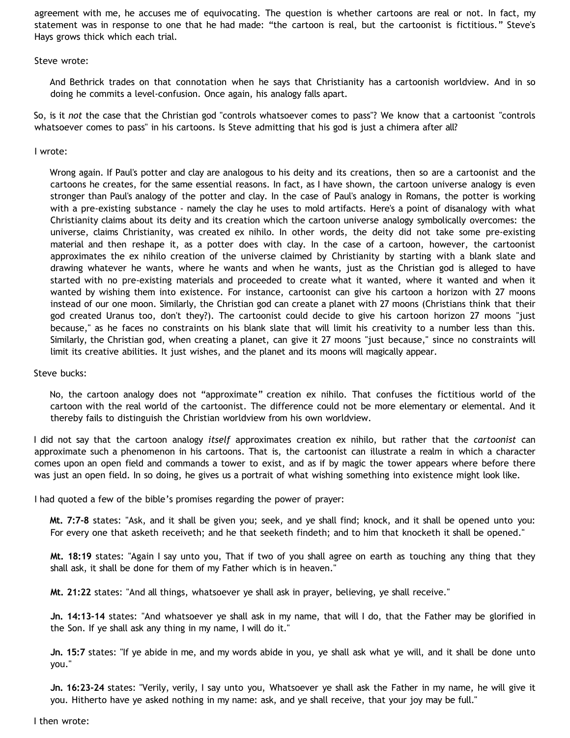agreement with me, he accuses me of equivocating. The question is whether cartoons are real or not. In fact, my statement was in response to one that he had made: "the cartoon is real, but the cartoonist is fictitious." Steve's Hays grows thick which each trial.

Steve wrote:

> And Bethrick trades on that connotation when he says that Christianity has a cartoonish worldview. And in so doing he commits a level-confusion. Once again, his analogy falls apart.

So, is it *not* the case that the Christian god "controls whatsoever comes to pass"? We know that a cartoonist "controls whatsoever comes to pass" in his cartoons. Is Steve admitting that his god is just a chimera after all?

I wrote:

> Wrong again. If Paul's potter and clay are analogous to his deity and its creations, then so are a cartoonist and the cartoons he creates, for the same essential reasons. In fact, as I have shown, the cartoon universe analogy is even stronger than Paul's analogy of the potter and clay. In the case of Paul's analogy in Romans, the potter is working with a pre-existing substance - namely the clay he uses to mold artifacts. Here's a point of disanalogy with what Christianity claims about its deity and its creation which the cartoon universe analogy symbolically overcomes: the universe, claims Christianity, was created ex nihilo. In other words, the deity did not take some pre-existing material and then reshape it, as a potter does with clay. In the case of a cartoon, however, the cartoonist approximates the ex nihilo creation of the universe claimed by Christianity by starting with a blank slate and drawing whatever he wants, where he wants and when he wants, just as the Christian god is alleged to have started with no pre-existing materials and proceeded to create what it wanted, where it wanted and when it wanted by wishing them into existence. For instance, cartoonist can give his cartoon a horizon with 27 moons instead of our one moon. Similarly, the Christian god can create a planet with 27 moons (Christians think that their god created Uranus too, don't they?). The cartoonist could decide to give his cartoon horizon 27 moons "just because," as he faces no constraints on his blank slate that will limit his creativity to a number less than this. Similarly, the Christian god, when creating a planet, can give it 27 moons "just because," since no constraints will limit its creative abilities. It just wishes, and the planet and its moons will magically appear.

Steve bucks:

> No, the cartoon analogy does not "approximate" creation ex nihilo. That confuses the fictitious world of the cartoon with the real world of the cartoonist. The difference could not be more elementary or elemental. And it thereby fails to distinguish the Christian worldview from his own worldview.

I did not say that the cartoon analogy *itself* approximates creation ex nihilo, but rather that the *cartoonist* can approximate such a phenomenon in his cartoons. That is, the cartoonist can illustrate a realm in which a character comes upon an open field and commands a tower to exist, and as if by magic the tower appears where before there was just an open field. In so doing, he gives us a portrait of what wishing something into existence might look like.

I had quoted a few of the bible's promises regarding the power of prayer:

> **Mt. 7:7-8** states: "Ask, and it shall be given you; seek, and ye shall find; knock, and it shall be opened unto you: For every one that asketh receiveth; and he that seeketh findeth; and to him that knocketh it shall be opened."
>
> **Mt. 18:19** states: "Again I say unto you, That if two of you shall agree on earth as touching any thing that they shall ask, it shall be done for them of my Father which is in heaven."
>
> **Mt. 21:22** states: "And all things, whatsoever ye shall ask in prayer, believing, ye shall receive."
>
> **Jn. 14:13-14** states: "And whatsoever ye shall ask in my name, that will I do, that the Father may be glorified in the Son. If ye shall ask any thing in my name, I will do it."
>
> **Jn. 15:7** states: "If ye abide in me, and my words abide in you, ye shall ask what ye will, and it shall be done unto you."
>
> **Jn. 16:23-24** states: "Verily, verily, I say unto you, Whatsoever ye shall ask the Father in my name, he will give it you. Hitherto have ye asked nothing in my name: ask, and ye shall receive, that your joy may be full."

I then wrote: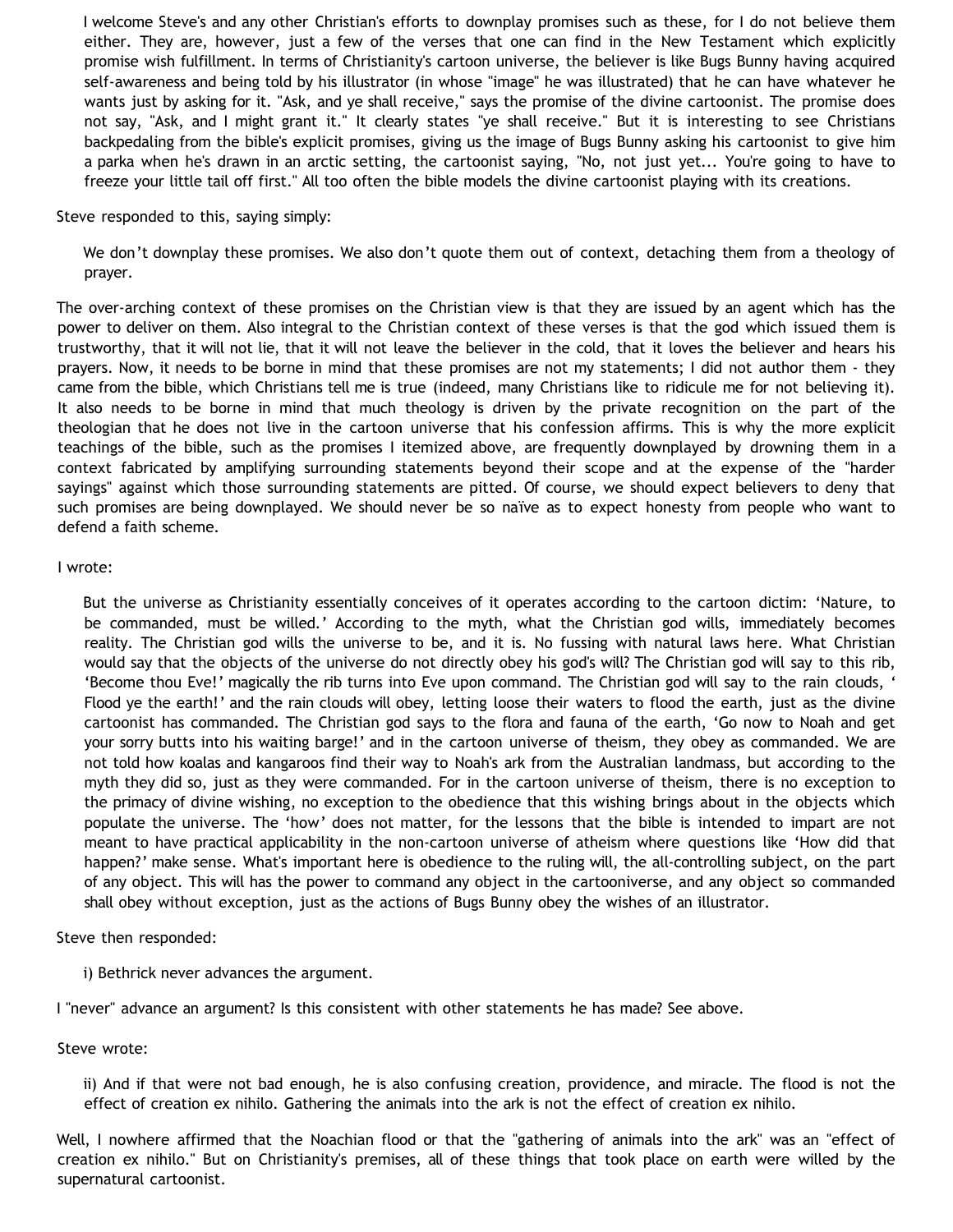> I welcome Steve's and any other Christian's efforts to downplay promises such as these, for I do not believe them either. They are, however, just a few of the verses that one can find in the New Testament which explicitly promise wish fulfillment. In terms of Christianity's cartoon universe, the believer is like Bugs Bunny having acquired self-awareness and being told by his illustrator (in whose "image" he was illustrated) that he can have whatever he wants just by asking for it. "Ask, and ye shall receive," says the promise of the divine cartoonist. The promise does not say, "Ask, and I might grant it." It clearly states "ye shall receive." But it is interesting to see Christians backpedaling from the bible's explicit promises, giving us the image of Bugs Bunny asking his cartoonist to give him a parka when he's drawn in an arctic setting, the cartoonist saying, "No, not just yet... You're going to have to freeze your little tail off first." All too often the bible models the divine cartoonist playing with its creations.

Steve responded to this, saying simply:

> We don't downplay these promises. We also don't quote them out of context, detaching them from a theology of prayer.

The over-arching context of these promises on the Christian view is that they are issued by an agent which has the power to deliver on them. Also integral to the Christian context of these verses is that the god which issued them is trustworthy, that it will not lie, that it will not leave the believer in the cold, that it loves the believer and hears his prayers. Now, it needs to be borne in mind that these promises are not my statements; I did not author them - they came from the bible, which Christians tell me is true (indeed, many Christians like to ridicule me for not believing it). It also needs to be borne in mind that much theology is driven by the private recognition on the part of the theologian that he does not live in the cartoon universe that his confession affirms. This is why the more explicit teachings of the bible, such as the promises I itemized above, are frequently downplayed by drowning them in a context fabricated by amplifying surrounding statements beyond their scope and at the expense of the "harder sayings" against which those surrounding statements are pitted. Of course, we should expect believers to deny that such promises are being downplayed. We should never be so naïve as to expect honesty from people who want to defend a faith scheme.

I wrote:

> But the universe as Christianity essentially conceives of it operates according to the cartoon dictim: 'Nature, to be commanded, must be willed.' According to the myth, what the Christian god wills, immediately becomes reality. The Christian god wills the universe to be, and it is. No fussing with natural laws here. What Christian would say that the objects of the universe do not directly obey his god's will? The Christian god will say to this rib, 'Become thou Eve!' magically the rib turns into Eve upon command. The Christian god will say to the rain clouds, ' Flood ye the earth!' and the rain clouds will obey, letting loose their waters to flood the earth, just as the divine cartoonist has commanded. The Christian god says to the flora and fauna of the earth, 'Go now to Noah and get your sorry butts into his waiting barge!' and in the cartoon universe of theism, they obey as commanded. We are not told how koalas and kangaroos find their way to Noah's ark from the Australian landmass, but according to the myth they did so, just as they were commanded. For in the cartoon universe of theism, there is no exception to the primacy of divine wishing, no exception to the obedience that this wishing brings about in the objects which populate the universe. The 'how' does not matter, for the lessons that the bible is intended to impart are not meant to have practical applicability in the non-cartoon universe of atheism where questions like 'How did that happen?' make sense. What's important here is obedience to the ruling will, the all-controlling subject, on the part of any object. This will has the power to command any object in the cartooniverse, and any object so commanded shall obey without exception, just as the actions of Bugs Bunny obey the wishes of an illustrator.

Steve then responded:

> i) Bethrick never advances the argument.

I "never" advance an argument? Is this consistent with other statements he has made? See above.

Steve wrote:

> ii) And if that were not bad enough, he is also confusing creation, providence, and miracle. The flood is not the effect of creation ex nihilo. Gathering the animals into the ark is not the effect of creation ex nihilo.

Well, I nowhere affirmed that the Noachian flood or that the "gathering of animals into the ark" was an "effect of creation ex nihilo." But on Christianity's premises, all of these things that took place on earth were willed by the supernatural cartoonist.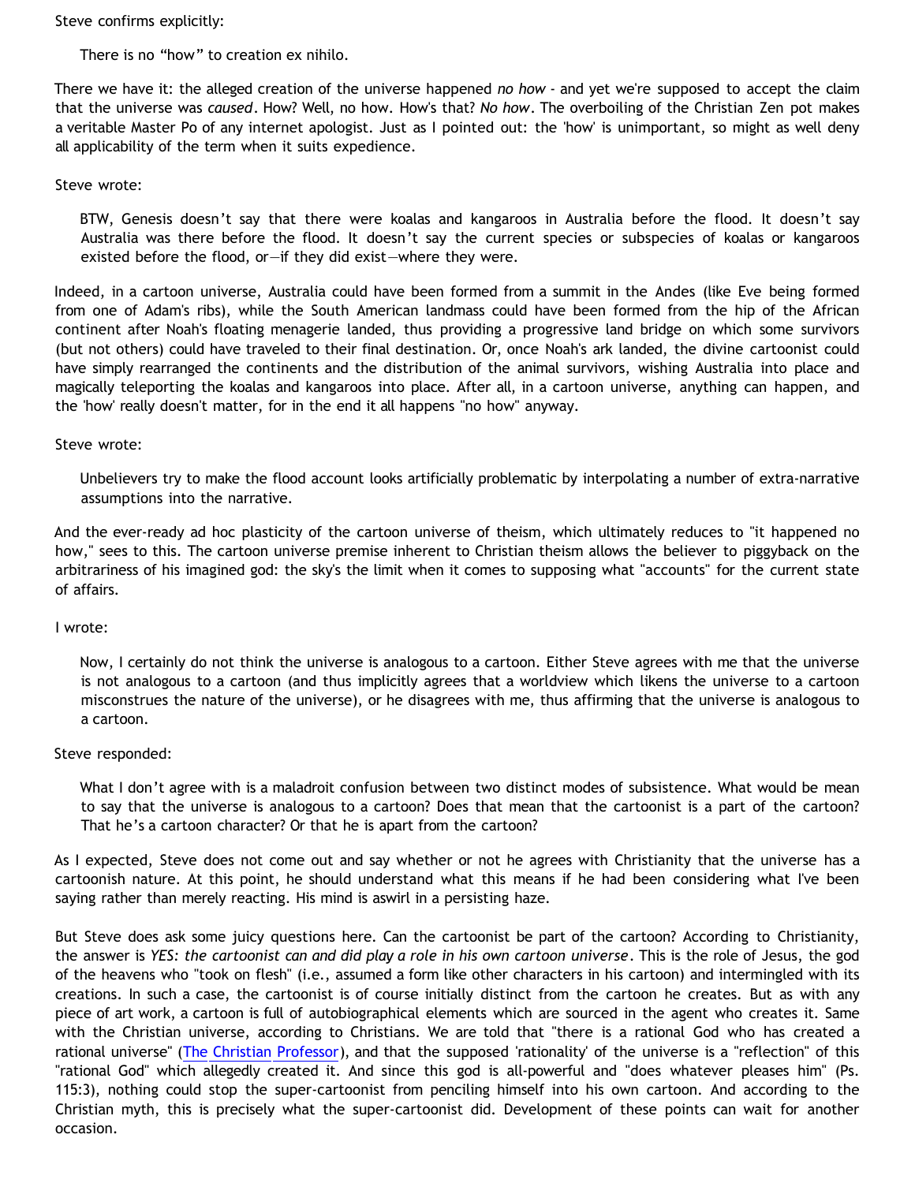Steve confirms explicitly:

> There is no "how" to creation ex nihilo.

There we have it: the alleged creation of the universe happened *no how* - and yet we're supposed to accept the claim that the universe was *caused*. How? Well, no how. How's that? *No how*. The overboiling of the Christian Zen pot makes a veritable Master Po of any internet apologist. Just as I pointed out: the 'how' is unimportant, so might as well deny all applicability of the term when it suits expedience.

Steve wrote:

> BTW, Genesis doesn't say that there were koalas and kangaroos in Australia before the flood. It doesn't say Australia was there before the flood. It doesn't say the current species or subspecies of koalas or kangaroos existed before the flood, or—if they did exist—where they were.

Indeed, in a cartoon universe, Australia could have been formed from a summit in the Andes (like Eve being formed from one of Adam's ribs), while the South American landmass could have been formed from the hip of the African continent after Noah's floating menagerie landed, thus providing a progressive land bridge on which some survivors (but not others) could have traveled to their final destination. Or, once Noah's ark landed, the divine cartoonist could have simply rearranged the continents and the distribution of the animal survivors, wishing Australia into place and magically teleporting the koalas and kangaroos into place. After all, in a cartoon universe, anything can happen, and the 'how' really doesn't matter, for in the end it all happens "no how" anyway.

Steve wrote:

> Unbelievers try to make the flood account looks artificially problematic by interpolating a number of extra-narrative assumptions into the narrative.

And the ever-ready ad hoc plasticity of the cartoon universe of theism, which ultimately reduces to "it happened no how," sees to this. The cartoon universe premise inherent to Christian theism allows the believer to piggyback on the arbitrariness of his imagined god: the sky's the limit when it comes to supposing what "accounts" for the current state of affairs.

I wrote:

> Now, I certainly do not think the universe is analogous to a cartoon. Either Steve agrees with me that the universe is not analogous to a cartoon (and thus implicitly agrees that a worldview which likens the universe to a cartoon misconstrues the nature of the universe), or he disagrees with me, thus affirming that the universe is analogous to a cartoon.

Steve responded:

> What I don't agree with is a maladroit confusion between two distinct modes of subsistence. What would be mean to say that the universe is analogous to a cartoon? Does that mean that the cartoonist is a part of the cartoon? That he's a cartoon character? Or that he is apart from the cartoon?

As I expected, Steve does not come out and say whether or not he agrees with Christianity that the universe has a cartoonish nature. At this point, he should understand what this means if he had been considering what I've been saying rather than merely reacting. His mind is aswirl in a persisting haze.

But Steve does ask some juicy questions here. Can the cartoonist be part of the cartoon? According to Christianity, the answer is *YES: the cartoonist can and did play a role in his own cartoon universe*. This is the role of Jesus, the god of the heavens who "took on flesh" (i.e., assumed a form like other characters in his cartoon) and intermingled with its creations. In such a case, the cartoonist is of course initially distinct from the cartoon he creates. But as with any piece of art work, a cartoon is full of autobiographical elements which are sourced in the agent who creates it. Same with the Christian universe, according to Christians. We are told that "there is a rational God who has created a rational universe" (The Christian Professor), and that the supposed 'rationality' of the universe is a "reflection" of this "rational God" which allegedly created it. And since this god is all-powerful and "does whatever pleases him" (Ps. 115:3), nothing could stop the super-cartoonist from penciling himself into his own cartoon. And according to the Christian myth, this is precisely what the super-cartoonist did. Development of these points can wait for another occasion.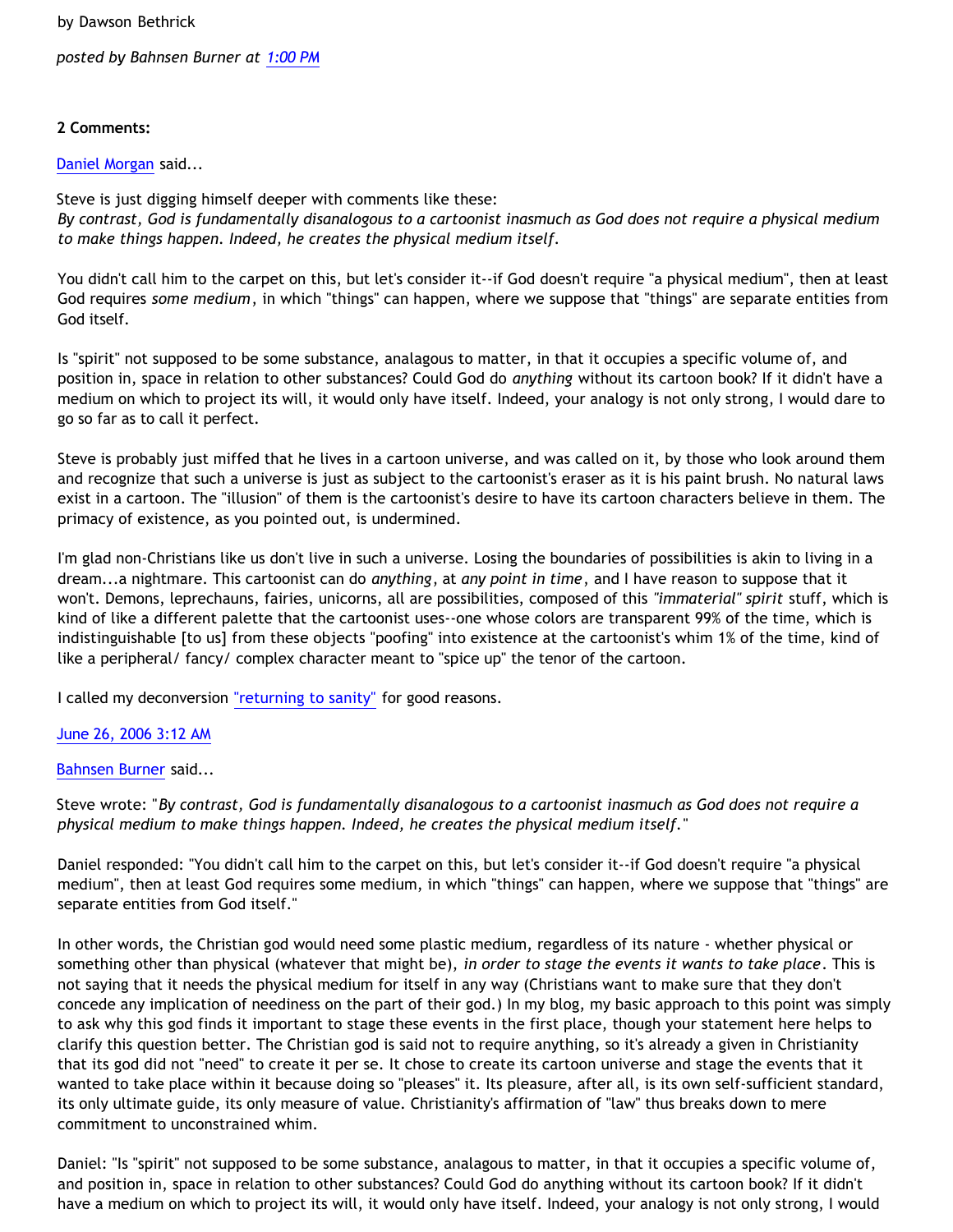by Dawson Bethrick

*posted by Bahnsen Burner at 1:00 PM*

**2 Comments:**

Daniel Morgan said...

Steve is just digging himself deeper with comments like these:
*By contrast, God is fundamentally disanalogous to a cartoonist inasmuch as God does not require a physical medium to make things happen. Indeed, he creates the physical medium itself.*

You didn't call him to the carpet on this, but let's consider it--if God doesn't require "a physical medium", then at least God requires *some medium*, in which "things" can happen, where we suppose that "things" are separate entities from God itself.

Is "spirit" not supposed to be some substance, analagous to matter, in that it occupies a specific volume of, and position in, space in relation to other substances? Could God do *anything* without its cartoon book? If it didn't have a medium on which to project its will, it would only have itself. Indeed, your analogy is not only strong, I would dare to go so far as to call it perfect.

Steve is probably just miffed that he lives in a cartoon universe, and was called on it, by those who look around them and recognize that such a universe is just as subject to the cartoonist's eraser as it is his paint brush. No natural laws exist in a cartoon. The "illusion" of them is the cartoonist's desire to have its cartoon characters believe in them. The primacy of existence, as you pointed out, is undermined.

I'm glad non-Christians like us don't live in such a universe. Losing the boundaries of possibilities is akin to living in a dream...a nightmare. This cartoonist can do *anything*, at *any point in time*, and I have reason to suppose that it won't. Demons, leprechauns, fairies, unicorns, all are possibilities, composed of this *"immaterial" spirit* stuff, which is kind of like a different palette that the cartoonist uses--one whose colors are transparent 99% of the time, which is indistinguishable [to us] from these objects "poofing" into existence at the cartoonist's whim 1% of the time, kind of like a peripheral/ fancy/ complex character meant to "spice up" the tenor of the cartoon.

I called my deconversion "returning to sanity" for good reasons.

June 26, 2006 3:12 AM

Bahnsen Burner said...

Steve wrote: "*By contrast, God is fundamentally disanalogous to a cartoonist inasmuch as God does not require a physical medium to make things happen. Indeed, he creates the physical medium itself.*"

Daniel responded: "You didn't call him to the carpet on this, but let's consider it--if God doesn't require "a physical medium", then at least God requires some medium, in which "things" can happen, where we suppose that "things" are separate entities from God itself."

In other words, the Christian god would need some plastic medium, regardless of its nature - whether physical or something other than physical (whatever that might be), *in order to stage the events it wants to take place*. This is not saying that it needs the physical medium for itself in any way (Christians want to make sure that they don't concede any implication of neediness on the part of their god.) In my blog, my basic approach to this point was simply to ask why this god finds it important to stage these events in the first place, though your statement here helps to clarify this question better. The Christian god is said not to require anything, so it's already a given in Christianity that its god did not "need" to create it per se. It chose to create its cartoon universe and stage the events that it wanted to take place within it because doing so "pleases" it. Its pleasure, after all, is its own self-sufficient standard, its only ultimate guide, its only measure of value. Christianity's affirmation of "law" thus breaks down to mere commitment to unconstrained whim.

Daniel: "Is "spirit" not supposed to be some substance, analagous to matter, in that it occupies a specific volume of, and position in, space in relation to other substances? Could God do anything without its cartoon book? If it didn't have a medium on which to project its will, it would only have itself. Indeed, your analogy is not only strong, I would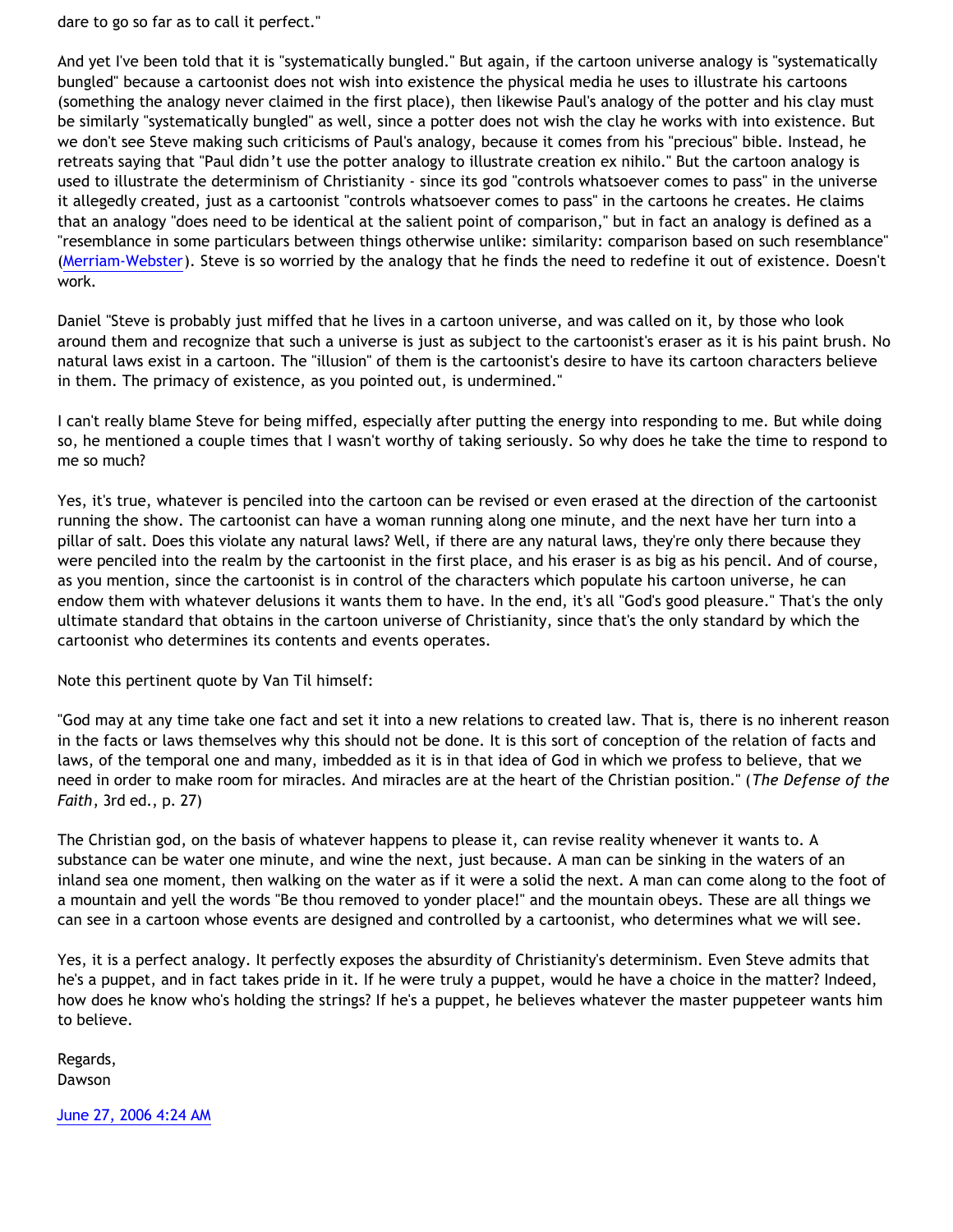dare to go so far as to call it perfect."

And yet I've been told that it is "systematically bungled." But again, if the cartoon universe analogy is "systematically bungled" because a cartoonist does not wish into existence the physical media he uses to illustrate his cartoons (something the analogy never claimed in the first place), then likewise Paul's analogy of the potter and his clay must be similarly "systematically bungled" as well, since a potter does not wish the clay he works with into existence. But we don't see Steve making such criticisms of Paul's analogy, because it comes from his "precious" bible. Instead, he retreats saying that "Paul didn't use the potter analogy to illustrate creation ex nihilo." But the cartoon analogy is used to illustrate the determinism of Christianity - since its god "controls whatsoever comes to pass" in the universe it allegedly created, just as a cartoonist "controls whatsoever comes to pass" in the cartoons he creates. He claims that an analogy "does need to be identical at the salient point of comparison," but in fact an analogy is defined as a "resemblance in some particulars between things otherwise unlike: similarity: comparison based on such resemblance" (Merriam-Webster). Steve is so worried by the analogy that he finds the need to redefine it out of existence. Doesn't work.

Daniel "Steve is probably just miffed that he lives in a cartoon universe, and was called on it, by those who look around them and recognize that such a universe is just as subject to the cartoonist's eraser as it is his paint brush. No natural laws exist in a cartoon. The "illusion" of them is the cartoonist's desire to have its cartoon characters believe in them. The primacy of existence, as you pointed out, is undermined."

I can't really blame Steve for being miffed, especially after putting the energy into responding to me. But while doing so, he mentioned a couple times that I wasn't worthy of taking seriously. So why does he take the time to respond to me so much?

Yes, it's true, whatever is penciled into the cartoon can be revised or even erased at the direction of the cartoonist running the show. The cartoonist can have a woman running along one minute, and the next have her turn into a pillar of salt. Does this violate any natural laws? Well, if there are any natural laws, they're only there because they were penciled into the realm by the cartoonist in the first place, and his eraser is as big as his pencil. And of course, as you mention, since the cartoonist is in control of the characters which populate his cartoon universe, he can endow them with whatever delusions it wants them to have. In the end, it's all "God's good pleasure." That's the only ultimate standard that obtains in the cartoon universe of Christianity, since that's the only standard by which the cartoonist who determines its contents and events operates.

Note this pertinent quote by Van Til himself:

"God may at any time take one fact and set it into a new relations to created law. That is, there is no inherent reason in the facts or laws themselves why this should not be done. It is this sort of conception of the relation of facts and laws, of the temporal one and many, imbedded as it is in that idea of God in which we profess to believe, that we need in order to make room for miracles. And miracles are at the heart of the Christian position." (*The Defense of the Faith*, 3rd ed., p. 27)

The Christian god, on the basis of whatever happens to please it, can revise reality whenever it wants to. A substance can be water one minute, and wine the next, just because. A man can be sinking in the waters of an inland sea one moment, then walking on the water as if it were a solid the next. A man can come along to the foot of a mountain and yell the words "Be thou removed to yonder place!" and the mountain obeys. These are all things we can see in a cartoon whose events are designed and controlled by a cartoonist, who determines what we will see.

Yes, it is a perfect analogy. It perfectly exposes the absurdity of Christianity's determinism. Even Steve admits that he's a puppet, and in fact takes pride in it. If he were truly a puppet, would he have a choice in the matter? Indeed, how does he know who's holding the strings? If he's a puppet, he believes whatever the master puppeteer wants him to believe.

Regards,
Dawson

June 27, 2006 4:24 AM